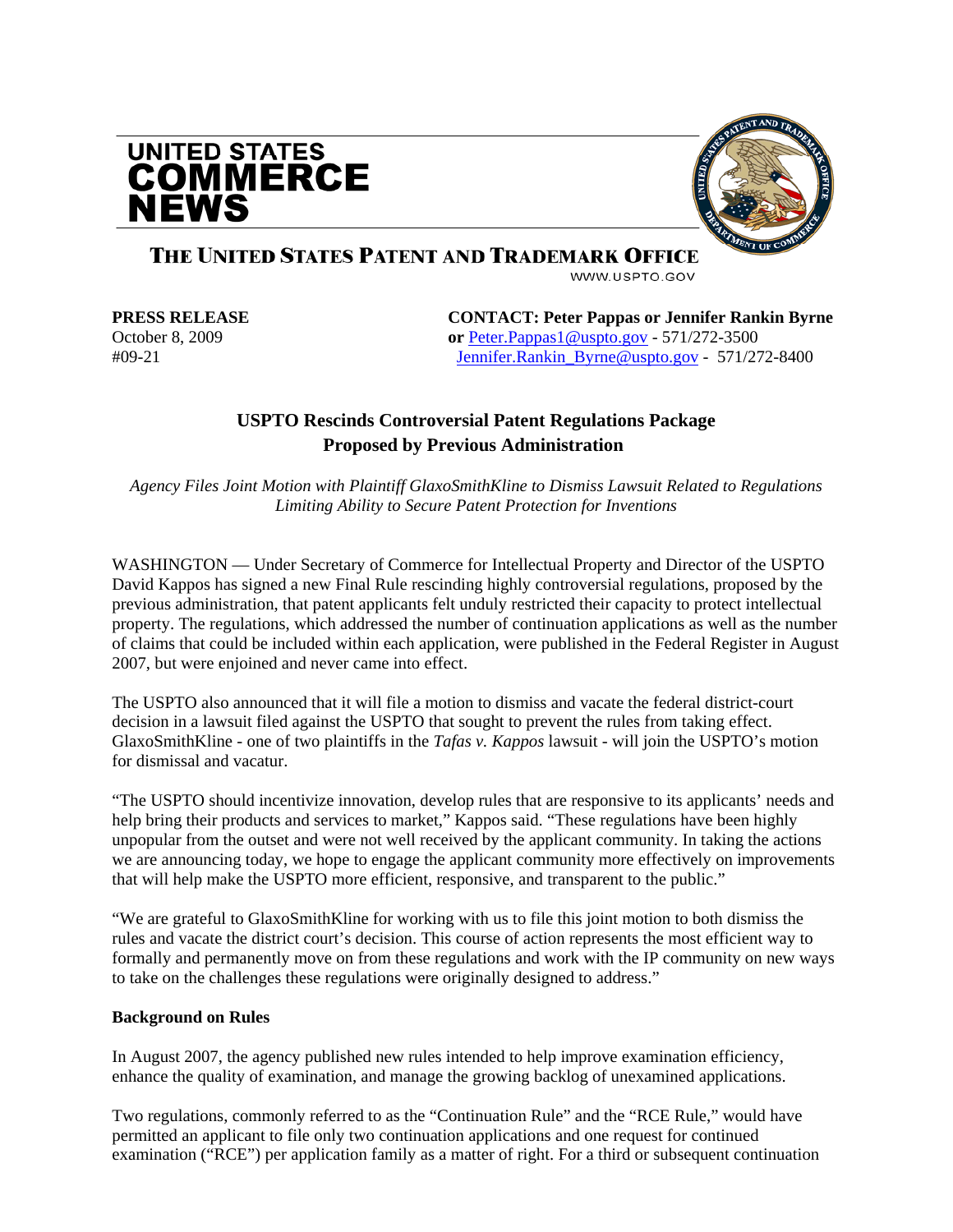# UNITED STATES COMMERCE NEWS

## THE UNITED STATES PATENT AND TRADEMARK OFFICE

WWW.USPTO.GOV

**PRESS RELEASE**
October 8, 2009
#09-21

**CONTACT: Peter Pappas or Jennifer Rankin Byrne**
**or** Peter.Pappas1@uspto.gov - 571/272-3500
Jennifer.Rankin_Byrne@uspto.gov - 571/272-8400

## USPTO Rescinds Controversial Patent Regulations Package Proposed by Previous Administration

*Agency Files Joint Motion with Plaintiff GlaxoSmithKline to Dismiss Lawsuit Related to Regulations Limiting Ability to Secure Patent Protection for Inventions*

WASHINGTON — Under Secretary of Commerce for Intellectual Property and Director of the USPTO David Kappos has signed a new Final Rule rescinding highly controversial regulations, proposed by the previous administration, that patent applicants felt unduly restricted their capacity to protect intellectual property. The regulations, which addressed the number of continuation applications as well as the number of claims that could be included within each application, were published in the Federal Register in August 2007, but were enjoined and never came into effect.

The USPTO also announced that it will file a motion to dismiss and vacate the federal district-court decision in a lawsuit filed against the USPTO that sought to prevent the rules from taking effect. GlaxoSmithKline - one of two plaintiffs in the *Tafas v. Kappos* lawsuit - will join the USPTO's motion for dismissal and vacatur.

"The USPTO should incentivize innovation, develop rules that are responsive to its applicants' needs and help bring their products and services to market," Kappos said. "These regulations have been highly unpopular from the outset and were not well received by the applicant community. In taking the actions we are announcing today, we hope to engage the applicant community more effectively on improvements that will help make the USPTO more efficient, responsive, and transparent to the public."

"We are grateful to GlaxoSmithKline for working with us to file this joint motion to both dismiss the rules and vacate the district court's decision. This course of action represents the most efficient way to formally and permanently move on from these regulations and work with the IP community on new ways to take on the challenges these regulations were originally designed to address."

**Background on Rules**

In August 2007, the agency published new rules intended to help improve examination efficiency, enhance the quality of examination, and manage the growing backlog of unexamined applications.

Two regulations, commonly referred to as the "Continuation Rule" and the "RCE Rule," would have permitted an applicant to file only two continuation applications and one request for continued examination ("RCE") per application family as a matter of right. For a third or subsequent continuation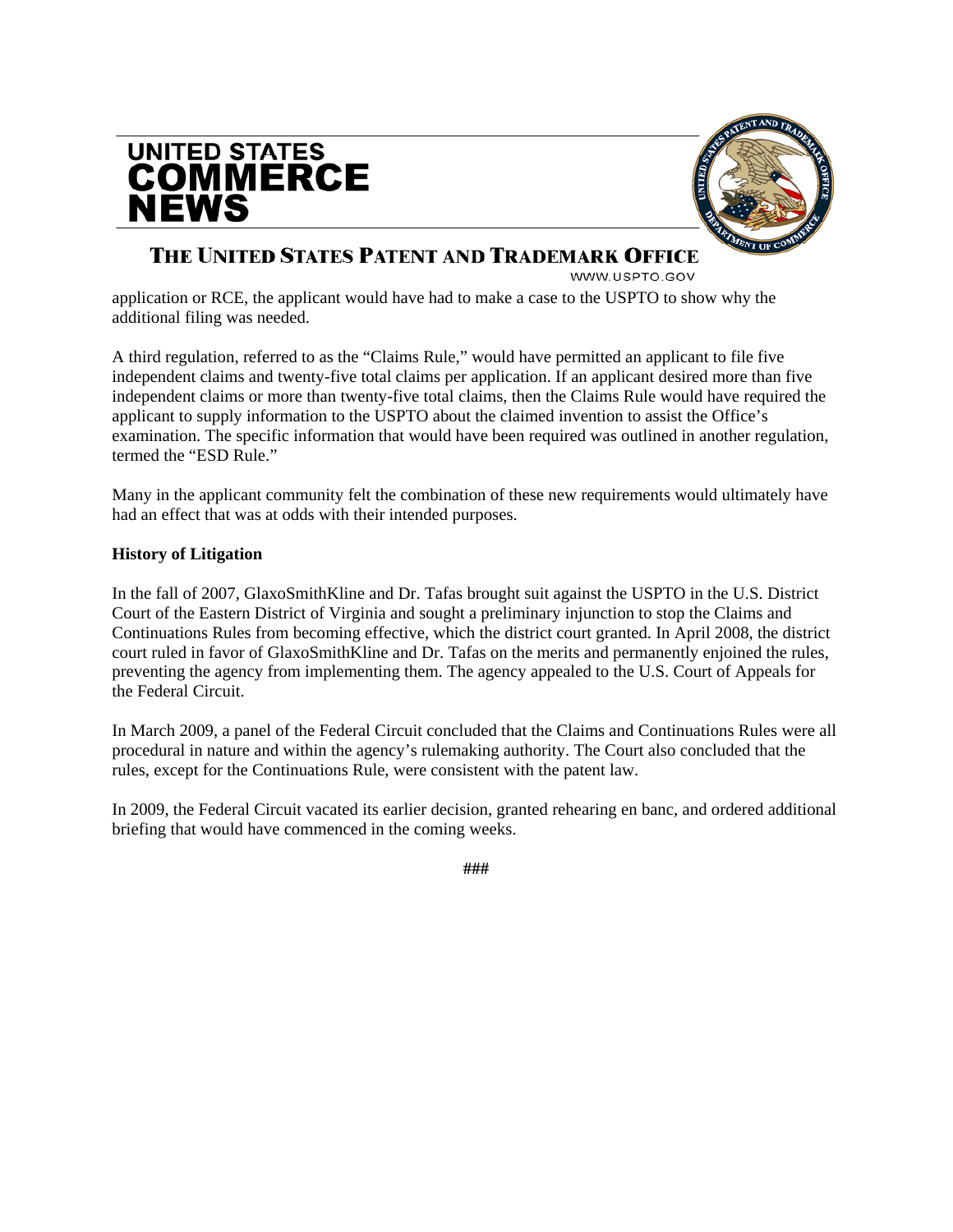application or RCE, the applicant would have had to make a case to the USPTO to show why the additional filing was needed.

A third regulation, referred to as the "Claims Rule," would have permitted an applicant to file five independent claims and twenty-five total claims per application. If an applicant desired more than five independent claims or more than twenty-five total claims, then the Claims Rule would have required the applicant to supply information to the USPTO about the claimed invention to assist the Office's examination. The specific information that would have been required was outlined in another regulation, termed the "ESD Rule."

Many in the applicant community felt the combination of these new requirements would ultimately have had an effect that was at odds with their intended purposes.

**History of Litigation**

In the fall of 2007, GlaxoSmithKline and Dr. Tafas brought suit against the USPTO in the U.S. District Court of the Eastern District of Virginia and sought a preliminary injunction to stop the Claims and Continuations Rules from becoming effective, which the district court granted. In April 2008, the district court ruled in favor of GlaxoSmithKline and Dr. Tafas on the merits and permanently enjoined the rules, preventing the agency from implementing them. The agency appealed to the U.S. Court of Appeals for the Federal Circuit.

In March 2009, a panel of the Federal Circuit concluded that the Claims and Continuations Rules were all procedural in nature and within the agency's rulemaking authority. The Court also concluded that the rules, except for the Continuations Rule, were consistent with the patent law.

In 2009, the Federal Circuit vacated its earlier decision, granted rehearing en banc, and ordered additional briefing that would have commenced in the coming weeks.

###